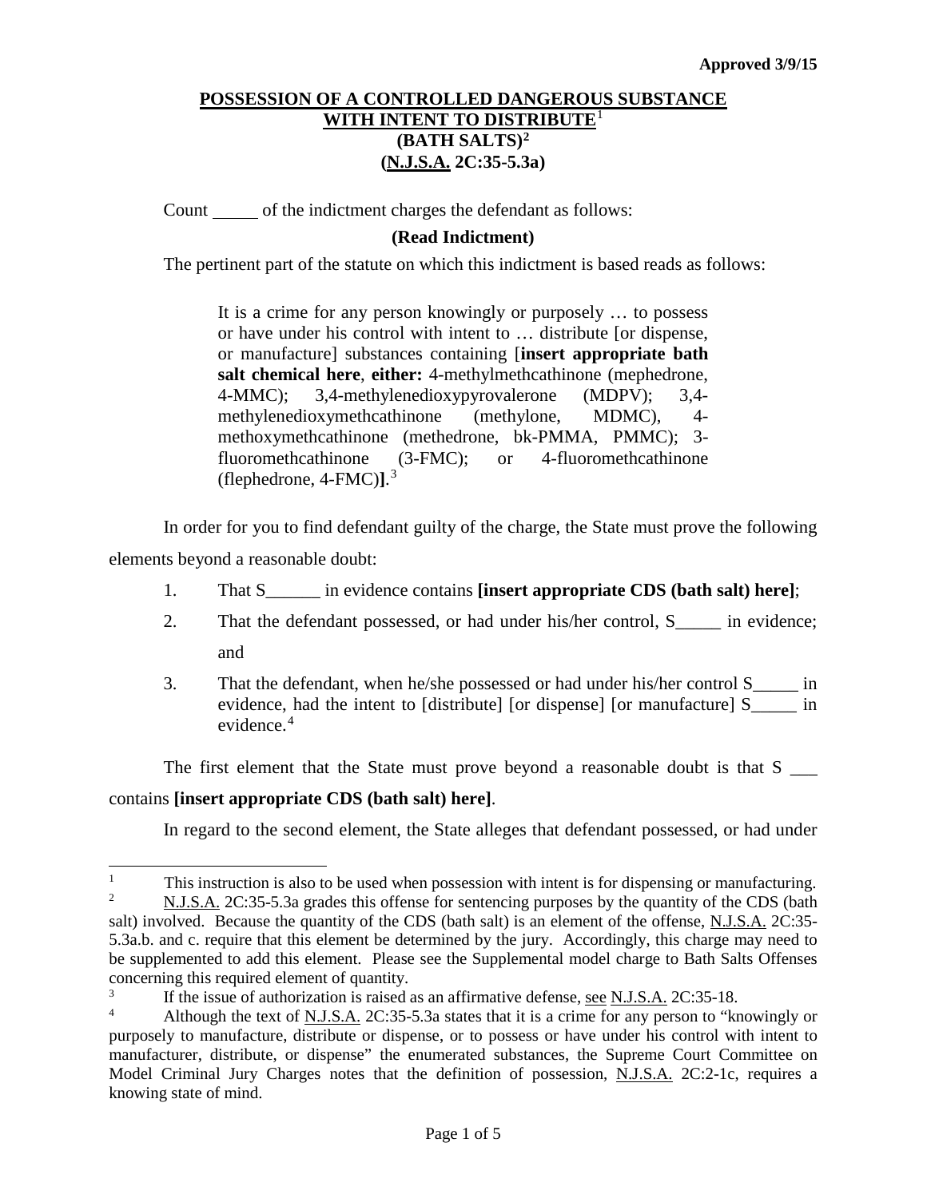Approved 3/9/15

# POSSESSION OF A CONTROLLED DANGEROUS SUBSTANCE WITH INTENT TO DISTRIBUTE[1] (BATH SALTS)[2] (N.J.S.A. 2C:35-5.3a)

Count _____ of the indictment charges the defendant as follows:

**(Read Indictment)**

The pertinent part of the statute on which this indictment is based reads as follows:

> It is a crime for any person knowingly or purposely … to possess or have under his control with intent to … distribute [or dispense, or manufacture] substances containing [**insert appropriate bath salt chemical here**, **either:** 4-methylmethcathinone (mephedrone, 4-MMC); 3,4-methylenedioxypyrovalerone (MDPV); 3,4-methylenedioxymethcathinone (methylone, MDMC), 4-methoxymethcathinone (methedrone, bk-PMMA, PMMC); 3-fluoromethcathinone (3-FMC); or 4-fluoromethcathinone (flephedrone, 4-FMC)**]**.[3]

In order for you to find defendant guilty of the charge, the State must prove the following elements beyond a reasonable doubt:

1. That S______ in evidence contains **[insert appropriate CDS (bath salt) here]**;
2. That the defendant possessed, or had under his/her control, S_____ in evidence; and
3. That the defendant, when he/she possessed or had under his/her control S_____ in evidence, had the intent to [distribute] [or dispense] [or manufacture] S_____ in evidence.[4]

The first element that the State must prove beyond a reasonable doubt is that S ___ contains **[insert appropriate CDS (bath salt) here]**.

In regard to the second element, the State alleges that defendant possessed, or had under

---

[1] This instruction is also to be used when possession with intent is for dispensing or manufacturing.

[2] N.J.S.A. 2C:35-5.3a grades this offense for sentencing purposes by the quantity of the CDS (bath salt) involved. Because the quantity of the CDS (bath salt) is an element of the offense, N.J.S.A. 2C:35-5.3a.b. and c. require that this element be determined by the jury. Accordingly, this charge may need to be supplemented to add this element. Please see the Supplemental model charge to Bath Salts Offenses concerning this required element of quantity.

[3] If the issue of authorization is raised as an affirmative defense, see N.J.S.A. 2C:35-18.

[4] Although the text of N.J.S.A. 2C:35-5.3a states that it is a crime for any person to "knowingly or purposely to manufacture, distribute or dispense, or to possess or have under his control with intent to manufacturer, distribute, or dispense" the enumerated substances, the Supreme Court Committee on Model Criminal Jury Charges notes that the definition of possession, N.J.S.A. 2C:2-1c, requires a knowing state of mind.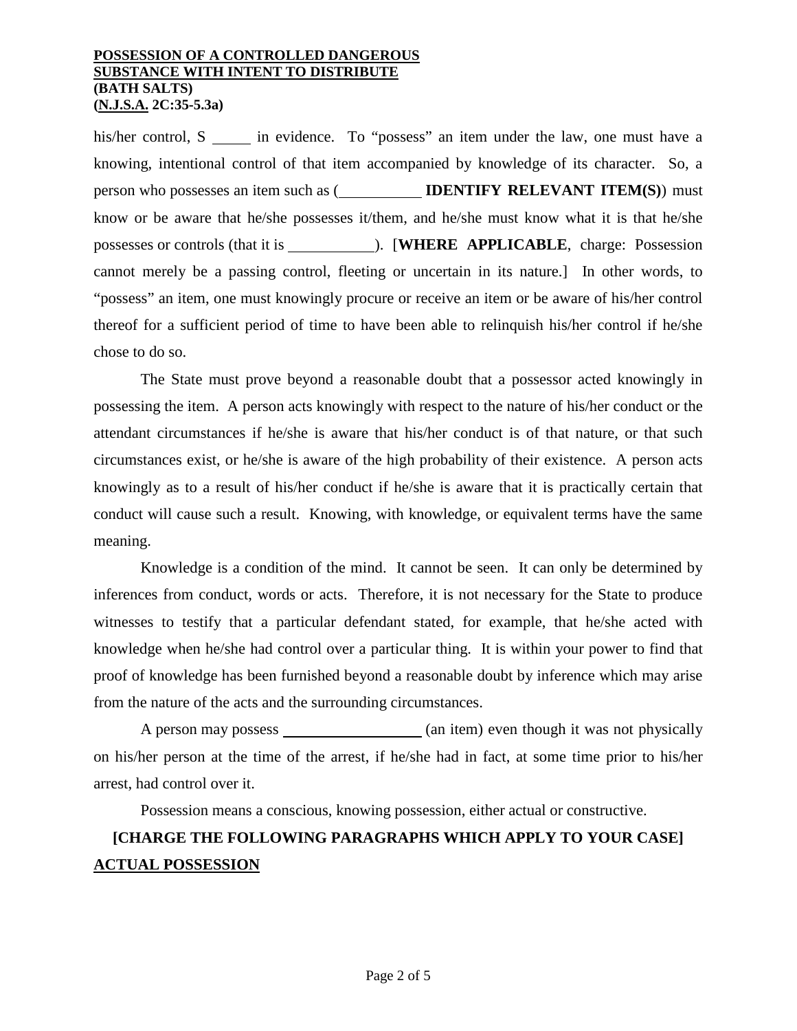his/her control, S _____ in evidence. To "possess" an item under the law, one must have a knowing, intentional control of that item accompanied by knowledge of its character. So, a person who possesses an item such as (__________ **IDENTIFY RELEVANT ITEM(S)**) must know or be aware that he/she possesses it/them, and he/she must know what it is that he/she possesses or controls (that it is __________). [**WHERE APPLICABLE**, charge: Possession cannot merely be a passing control, fleeting or uncertain in its nature.] In other words, to "possess" an item, one must knowingly procure or receive an item or be aware of his/her control thereof for a sufficient period of time to have been able to relinquish his/her control if he/she chose to do so.

The State must prove beyond a reasonable doubt that a possessor acted knowingly in possessing the item. A person acts knowingly with respect to the nature of his/her conduct or the attendant circumstances if he/she is aware that his/her conduct is of that nature, or that such circumstances exist, or he/she is aware of the high probability of their existence. A person acts knowingly as to a result of his/her conduct if he/she is aware that it is practically certain that conduct will cause such a result. Knowing, with knowledge, or equivalent terms have the same meaning.

Knowledge is a condition of the mind. It cannot be seen. It can only be determined by inferences from conduct, words or acts. Therefore, it is not necessary for the State to produce witnesses to testify that a particular defendant stated, for example, that he/she acted with knowledge when he/she had control over a particular thing. It is within your power to find that proof of knowledge has been furnished beyond a reasonable doubt by inference which may arise from the nature of the acts and the surrounding circumstances.

A person may possess ________________ (an item) even though it was not physically on his/her person at the time of the arrest, if he/she had in fact, at some time prior to his/her arrest, had control over it.

Possession means a conscious, knowing possession, either actual or constructive.

**[CHARGE THE FOLLOWING PARAGRAPHS WHICH APPLY TO YOUR CASE]**

**ACTUAL POSSESSION**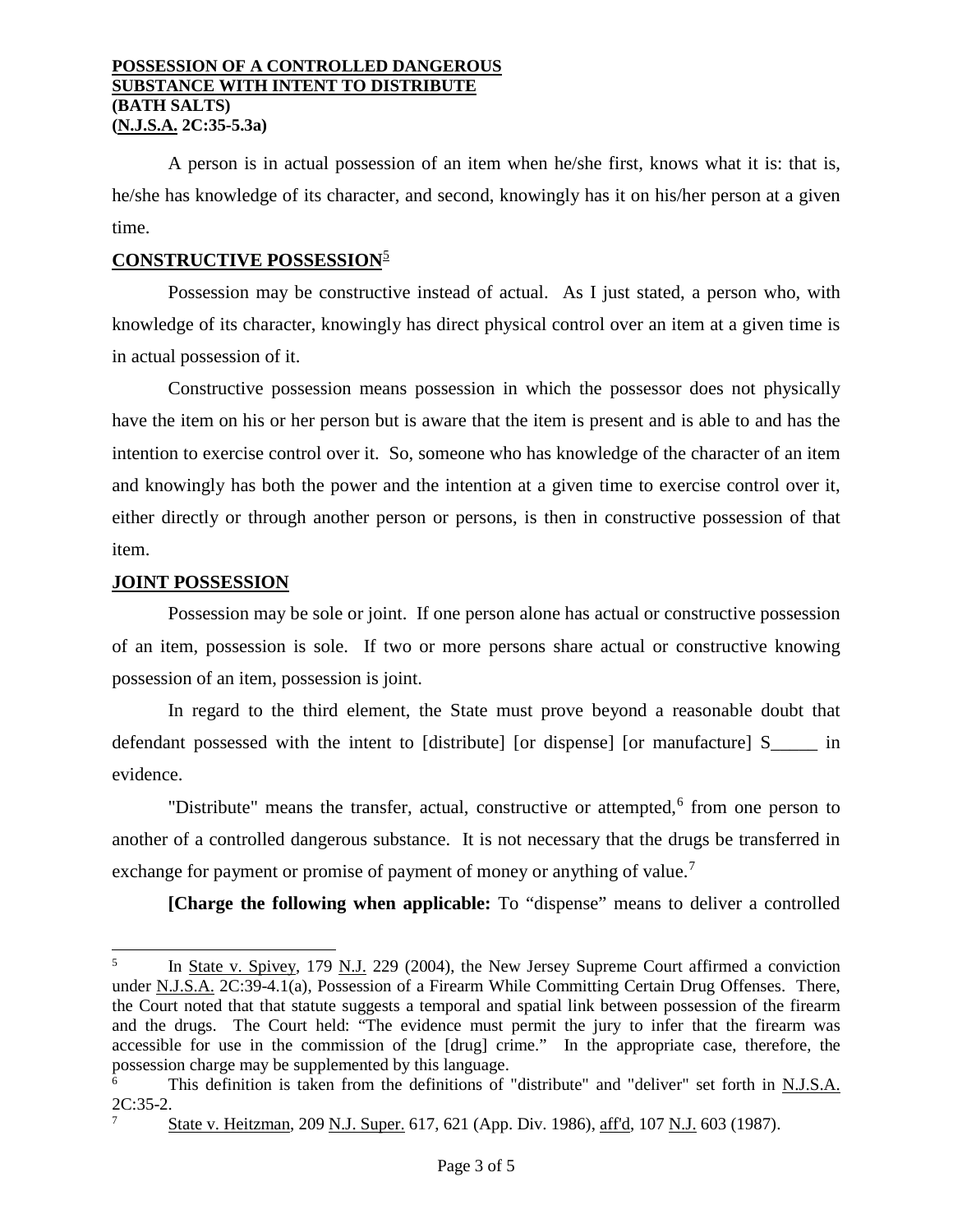A person is in actual possession of an item when he/she first, knows what it is: that is, he/she has knowledge of its character, and second, knowingly has it on his/her person at a given time.

## CONSTRUCTIVE POSSESSION[5]

Possession may be constructive instead of actual. As I just stated, a person who, with knowledge of its character, knowingly has direct physical control over an item at a given time is in actual possession of it.

Constructive possession means possession in which the possessor does not physically have the item on his or her person but is aware that the item is present and is able to and has the intention to exercise control over it. So, someone who has knowledge of the character of an item and knowingly has both the power and the intention at a given time to exercise control over it, either directly or through another person or persons, is then in constructive possession of that item.

## JOINT POSSESSION

Possession may be sole or joint. If one person alone has actual or constructive possession of an item, possession is sole. If two or more persons share actual or constructive knowing possession of an item, possession is joint.

In regard to the third element, the State must prove beyond a reasonable doubt that defendant possessed with the intent to [distribute] [or dispense] [or manufacture] S_____ in evidence.

"Distribute" means the transfer, actual, constructive or attempted,[6] from one person to another of a controlled dangerous substance. It is not necessary that the drugs be transferred in exchange for payment or promise of payment of money or anything of value.[7]

**[Charge the following when applicable:** To "dispense" means to deliver a controlled

---

[5] In State v. Spivey, 179 N.J. 229 (2004), the New Jersey Supreme Court affirmed a conviction under N.J.S.A. 2C:39-4.1(a), Possession of a Firearm While Committing Certain Drug Offenses. There, the Court noted that that statute suggests a temporal and spatial link between possession of the firearm and the drugs. The Court held: "The evidence must permit the jury to infer that the firearm was accessible for use in the commission of the [drug] crime." In the appropriate case, therefore, the possession charge may be supplemented by this language.

[6] This definition is taken from the definitions of "distribute" and "deliver" set forth in N.J.S.A. 2C:35-2.

[7] State v. Heitzman, 209 N.J. Super. 617, 621 (App. Div. 1986), aff'd, 107 N.J. 603 (1987).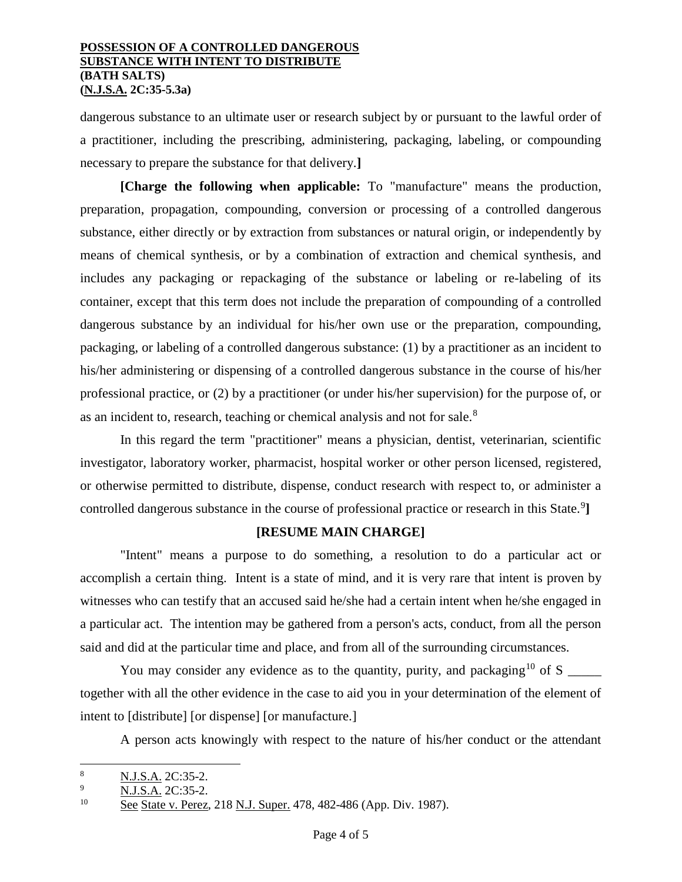dangerous substance to an ultimate user or research subject by or pursuant to the lawful order of a practitioner, including the prescribing, administering, packaging, labeling, or compounding necessary to prepare the substance for that delivery.**]**

**[Charge the following when applicable:** To "manufacture" means the production, preparation, propagation, compounding, conversion or processing of a controlled dangerous substance, either directly or by extraction from substances or natural origin, or independently by means of chemical synthesis, or by a combination of extraction and chemical synthesis, and includes any packaging or repackaging of the substance or labeling or re-labeling of its container, except that this term does not include the preparation of compounding of a controlled dangerous substance by an individual for his/her own use or the preparation, compounding, packaging, or labeling of a controlled dangerous substance: (1) by a practitioner as an incident to his/her administering or dispensing of a controlled dangerous substance in the course of his/her professional practice, or (2) by a practitioner (or under his/her supervision) for the purpose of, or as an incident to, research, teaching or chemical analysis and not for sale.[8]

In this regard the term "practitioner" means a physician, dentist, veterinarian, scientific investigator, laboratory worker, pharmacist, hospital worker or other person licensed, registered, or otherwise permitted to distribute, dispense, conduct research with respect to, or administer a controlled dangerous substance in the course of professional practice or research in this State.[9]**]**

**[RESUME MAIN CHARGE]**

"Intent" means a purpose to do something, a resolution to do a particular act or accomplish a certain thing. Intent is a state of mind, and it is very rare that intent is proven by witnesses who can testify that an accused said he/she had a certain intent when he/she engaged in a particular act. The intention may be gathered from a person's acts, conduct, from all the person said and did at the particular time and place, and from all of the surrounding circumstances.

You may consider any evidence as to the quantity, purity, and packaging[10] of S _____ together with all the other evidence in the case to aid you in your determination of the element of intent to [distribute] [or dispense] [or manufacture.]

A person acts knowingly with respect to the nature of his/her conduct or the attendant

---

[8] N.J.S.A. 2C:35-2.

[9] N.J.S.A. 2C:35-2.

[10] See State v. Perez, 218 N.J. Super. 478, 482-486 (App. Div. 1987).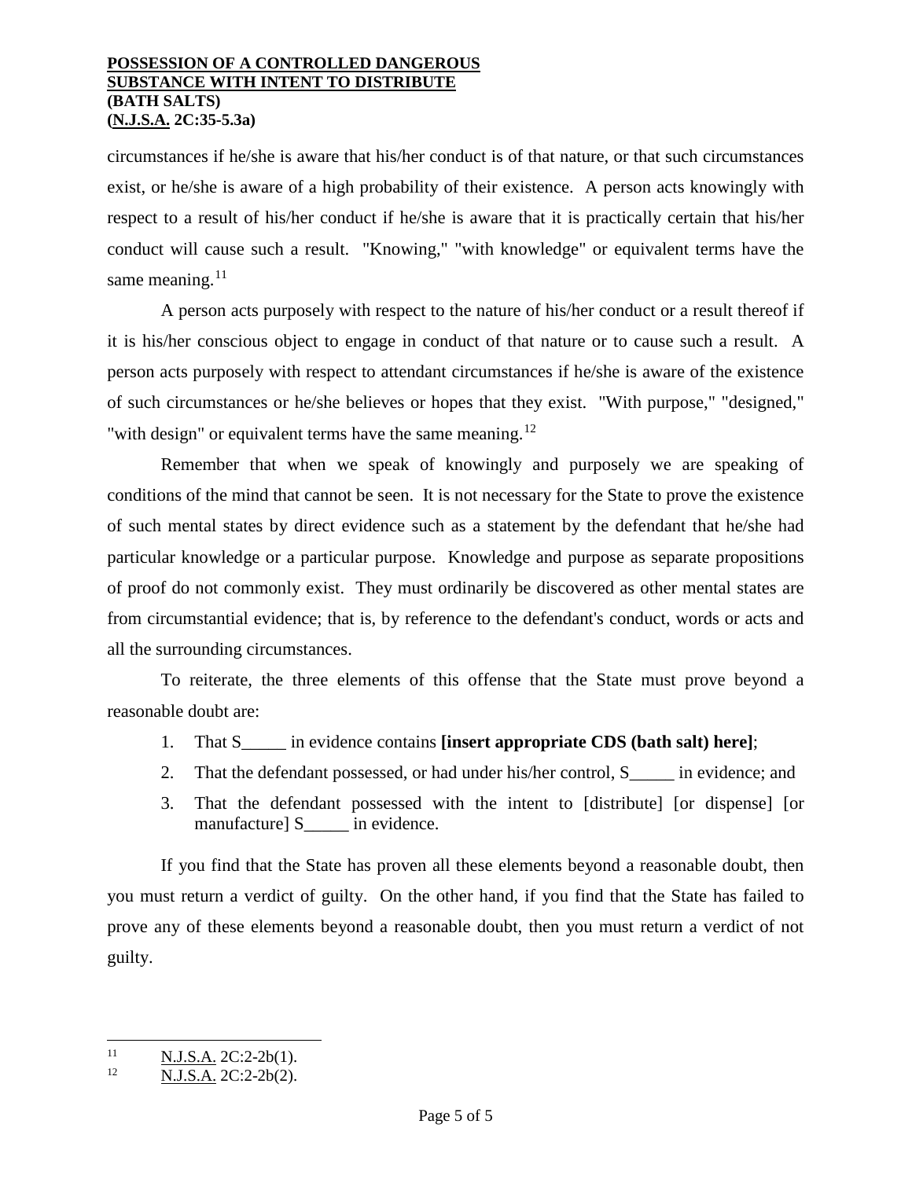circumstances if he/she is aware that his/her conduct is of that nature, or that such circumstances exist, or he/she is aware of a high probability of their existence. A person acts knowingly with respect to a result of his/her conduct if he/she is aware that it is practically certain that his/her conduct will cause such a result. "Knowing," "with knowledge" or equivalent terms have the same meaning.[11]

A person acts purposely with respect to the nature of his/her conduct or a result thereof if it is his/her conscious object to engage in conduct of that nature or to cause such a result. A person acts purposely with respect to attendant circumstances if he/she is aware of the existence of such circumstances or he/she believes or hopes that they exist. "With purpose," "designed," "with design" or equivalent terms have the same meaning.[12]

Remember that when we speak of knowingly and purposely we are speaking of conditions of the mind that cannot be seen. It is not necessary for the State to prove the existence of such mental states by direct evidence such as a statement by the defendant that he/she had particular knowledge or a particular purpose. Knowledge and purpose as separate propositions of proof do not commonly exist. They must ordinarily be discovered as other mental states are from circumstantial evidence; that is, by reference to the defendant's conduct, words or acts and all the surrounding circumstances.

To reiterate, the three elements of this offense that the State must prove beyond a reasonable doubt are:

1. That S_____ in evidence contains **[insert appropriate CDS (bath salt) here]**;
2. That the defendant possessed, or had under his/her control, S_____ in evidence; and
3. That the defendant possessed with the intent to [distribute] [or dispense] [or manufacture] S_____ in evidence.

If you find that the State has proven all these elements beyond a reasonable doubt, then you must return a verdict of guilty. On the other hand, if you find that the State has failed to prove any of these elements beyond a reasonable doubt, then you must return a verdict of not guilty.

---

[11] N.J.S.A. 2C:2-2b(1).

[12] N.J.S.A. 2C:2-2b(2).